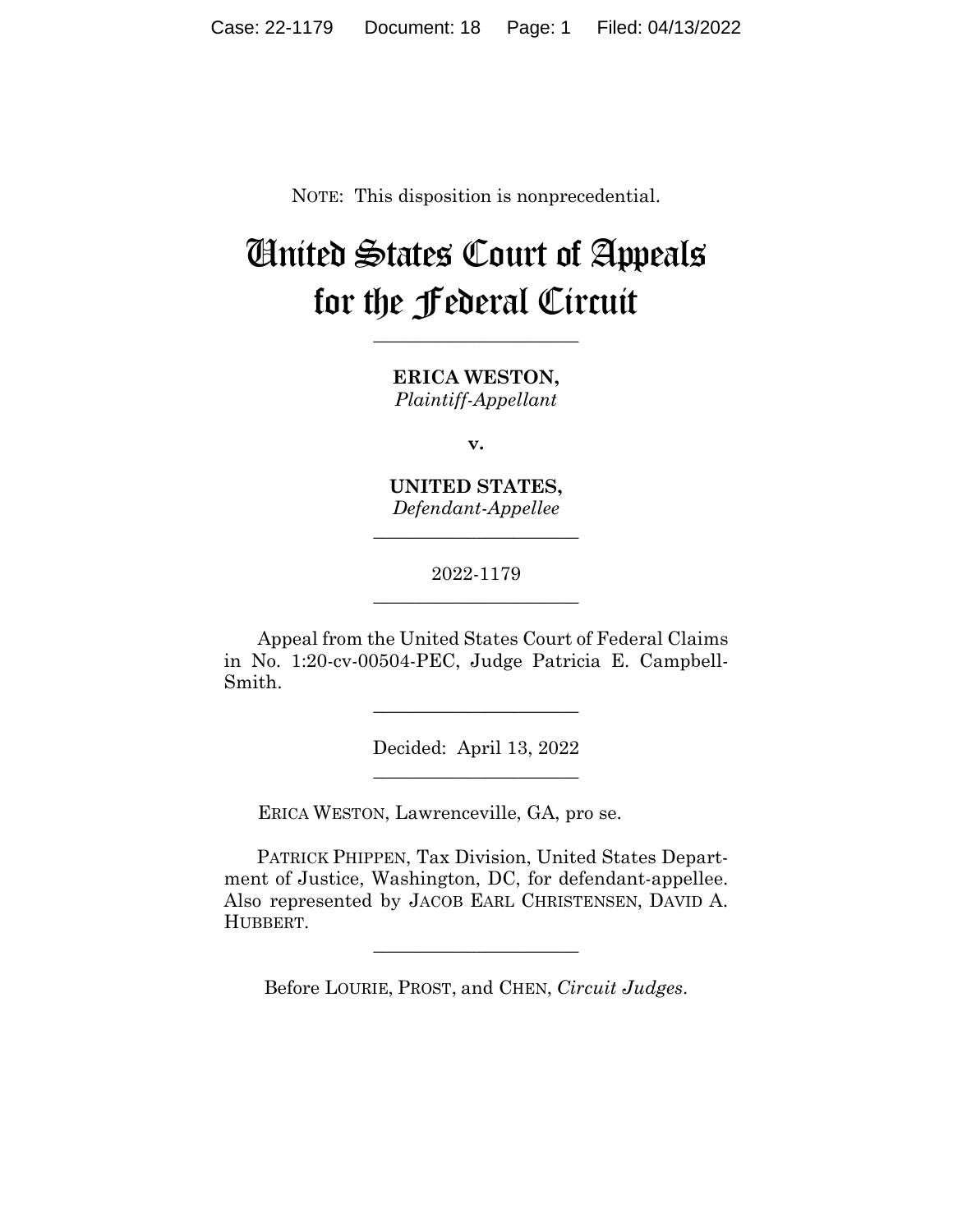NOTE: This disposition is nonprecedential.

# United States Court of Appeals for the Federal Circuit

______________________

**ERICA WESTON,**
*Plaintiff-Appellant*

**v.**

**UNITED STATES,**
*Defendant-Appellee*

______________________

2022-1179

______________________

Appeal from the United States Court of Federal Claims in No. 1:20-cv-00504-PEC, Judge Patricia E. Campbell-Smith.

______________________

Decided: April 13, 2022

______________________

ERICA WESTON, Lawrenceville, GA, pro se.

PATRICK PHIPPEN, Tax Division, United States Department of Justice, Washington, DC, for defendant-appellee. Also represented by JACOB EARL CHRISTENSEN, DAVID A. HUBBERT.

______________________

Before LOURIE, PROST, and CHEN, *Circuit Judges*.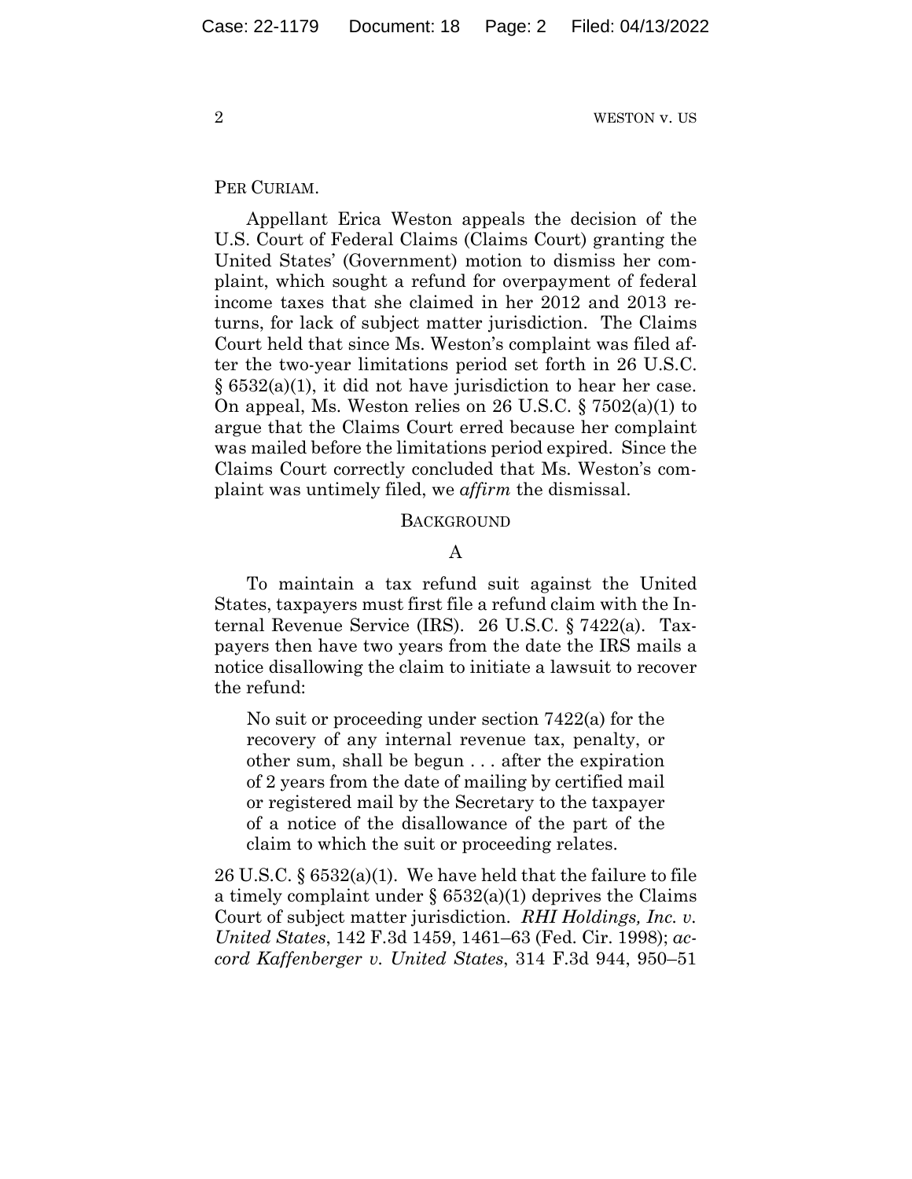PER CURIAM.

Appellant Erica Weston appeals the decision of the U.S. Court of Federal Claims (Claims Court) granting the United States' (Government) motion to dismiss her complaint, which sought a refund for overpayment of federal income taxes that she claimed in her 2012 and 2013 returns, for lack of subject matter jurisdiction. The Claims Court held that since Ms. Weston's complaint was filed after the two-year limitations period set forth in 26 U.S.C. § 6532(a)(1), it did not have jurisdiction to hear her case. On appeal, Ms. Weston relies on 26 U.S.C. § 7502(a)(1) to argue that the Claims Court erred because her complaint was mailed before the limitations period expired. Since the Claims Court correctly concluded that Ms. Weston's complaint was untimely filed, we *affirm* the dismissal.

## BACKGROUND

### A

To maintain a tax refund suit against the United States, taxpayers must first file a refund claim with the Internal Revenue Service (IRS). 26 U.S.C. § 7422(a). Taxpayers then have two years from the date the IRS mails a notice disallowing the claim to initiate a lawsuit to recover the refund:

> No suit or proceeding under section 7422(a) for the recovery of any internal revenue tax, penalty, or other sum, shall be begun . . . after the expiration of 2 years from the date of mailing by certified mail or registered mail by the Secretary to the taxpayer of a notice of the disallowance of the part of the claim to which the suit or proceeding relates.

26 U.S.C. § 6532(a)(1). We have held that the failure to file a timely complaint under § 6532(a)(1) deprives the Claims Court of subject matter jurisdiction. *RHI Holdings, Inc. v. United States*, 142 F.3d 1459, 1461–63 (Fed. Cir. 1998); *accord Kaffenberger v. United States*, 314 F.3d 944, 950–51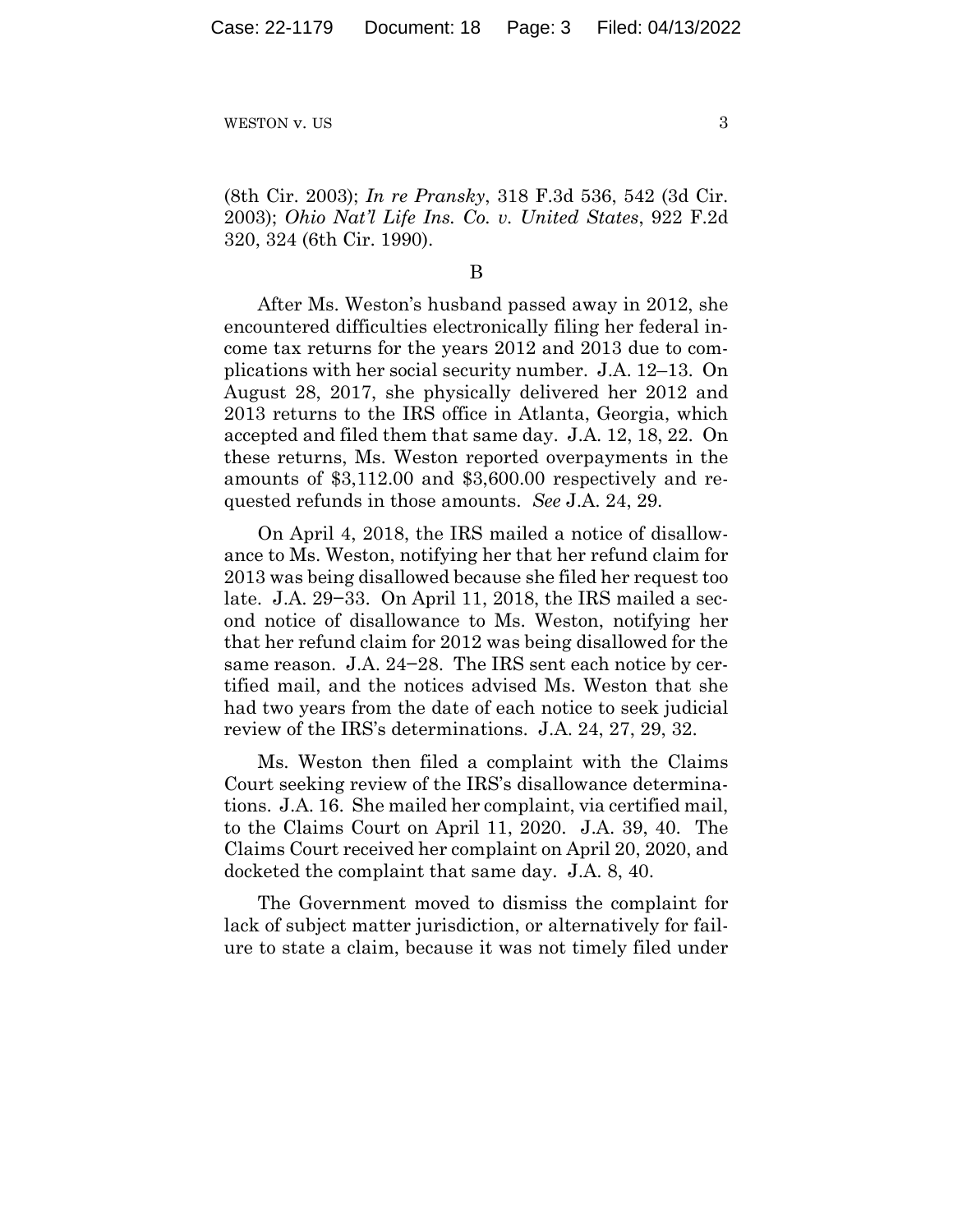(8th Cir. 2003); *In re Pransky*, 318 F.3d 536, 542 (3d Cir. 2003); *Ohio Nat'l Life Ins. Co. v. United States*, 922 F.2d 320, 324 (6th Cir. 1990).

B

After Ms. Weston's husband passed away in 2012, she encountered difficulties electronically filing her federal income tax returns for the years 2012 and 2013 due to complications with her social security number. J.A. 12–13. On August 28, 2017, she physically delivered her 2012 and 2013 returns to the IRS office in Atlanta, Georgia, which accepted and filed them that same day. J.A. 12, 18, 22. On these returns, Ms. Weston reported overpayments in the amounts of $3,112.00 and $3,600.00 respectively and requested refunds in those amounts. *See* J.A. 24, 29.

On April 4, 2018, the IRS mailed a notice of disallowance to Ms. Weston, notifying her that her refund claim for 2013 was being disallowed because she filed her request too late. J.A. 29–33. On April 11, 2018, the IRS mailed a second notice of disallowance to Ms. Weston, notifying her that her refund claim for 2012 was being disallowed for the same reason. J.A. 24–28. The IRS sent each notice by certified mail, and the notices advised Ms. Weston that she had two years from the date of each notice to seek judicial review of the IRS's determinations. J.A. 24, 27, 29, 32.

Ms. Weston then filed a complaint with the Claims Court seeking review of the IRS's disallowance determinations. J.A. 16. She mailed her complaint, via certified mail, to the Claims Court on April 11, 2020. J.A. 39, 40. The Claims Court received her complaint on April 20, 2020, and docketed the complaint that same day. J.A. 8, 40.

The Government moved to dismiss the complaint for lack of subject matter jurisdiction, or alternatively for failure to state a claim, because it was not timely filed under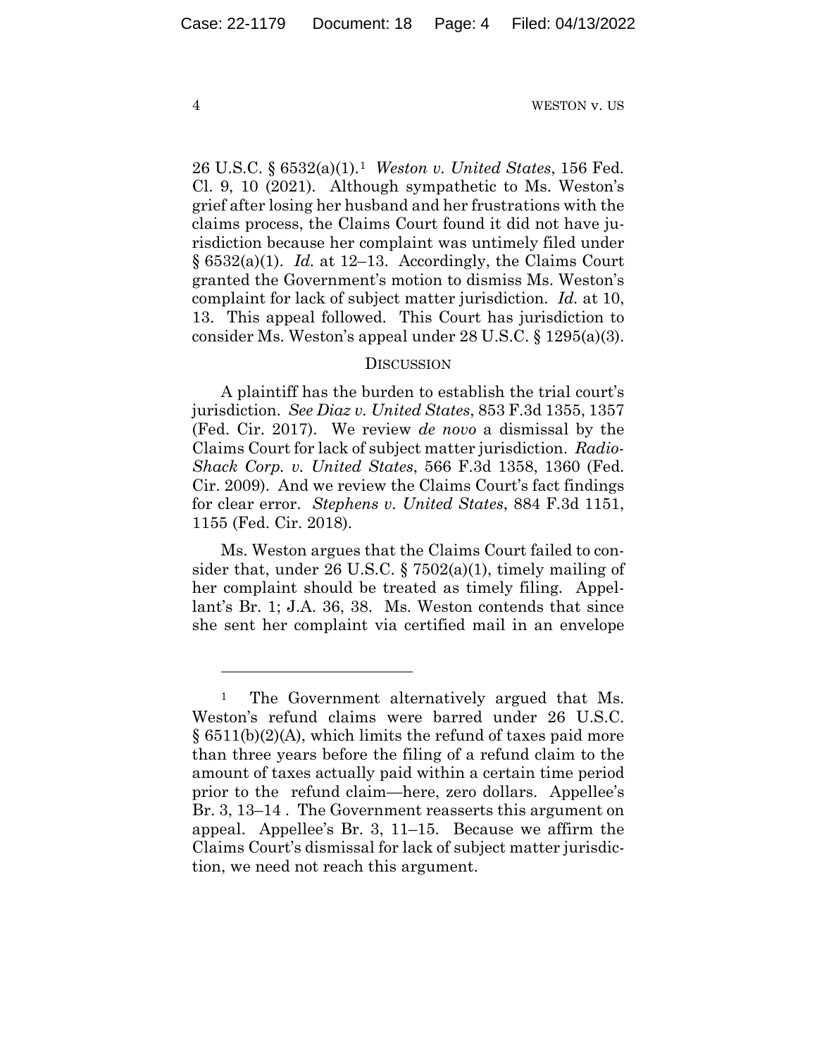26 U.S.C. § 6532(a)(1).[1] *Weston v. United States*, 156 Fed. Cl. 9, 10 (2021). Although sympathetic to Ms. Weston's grief after losing her husband and her frustrations with the claims process, the Claims Court found it did not have jurisdiction because her complaint was untimely filed under § 6532(a)(1). *Id.* at 12–13. Accordingly, the Claims Court granted the Government's motion to dismiss Ms. Weston's complaint for lack of subject matter jurisdiction. *Id.* at 10, 13. This appeal followed. This Court has jurisdiction to consider Ms. Weston's appeal under 28 U.S.C. § 1295(a)(3).

## DISCUSSION

A plaintiff has the burden to establish the trial court's jurisdiction. *See Diaz v. United States*, 853 F.3d 1355, 1357 (Fed. Cir. 2017). We review *de novo* a dismissal by the Claims Court for lack of subject matter jurisdiction. *Radio-Shack Corp. v. United States*, 566 F.3d 1358, 1360 (Fed. Cir. 2009). And we review the Claims Court's fact findings for clear error. *Stephens v. United States*, 884 F.3d 1151, 1155 (Fed. Cir. 2018).

Ms. Weston argues that the Claims Court failed to consider that, under 26 U.S.C. § 7502(a)(1), timely mailing of her complaint should be treated as timely filing. Appellant's Br. 1; J.A. 36, 38. Ms. Weston contends that since she sent her complaint via certified mail in an envelope

---

[1] The Government alternatively argued that Ms. Weston's refund claims were barred under 26 U.S.C. § 6511(b)(2)(A), which limits the refund of taxes paid more than three years before the filing of a refund claim to the amount of taxes actually paid within a certain time period prior to the refund claim—here, zero dollars. Appellee's Br. 3, 13–14 . The Government reasserts this argument on appeal. Appellee's Br. 3, 11–15. Because we affirm the Claims Court's dismissal for lack of subject matter jurisdiction, we need not reach this argument.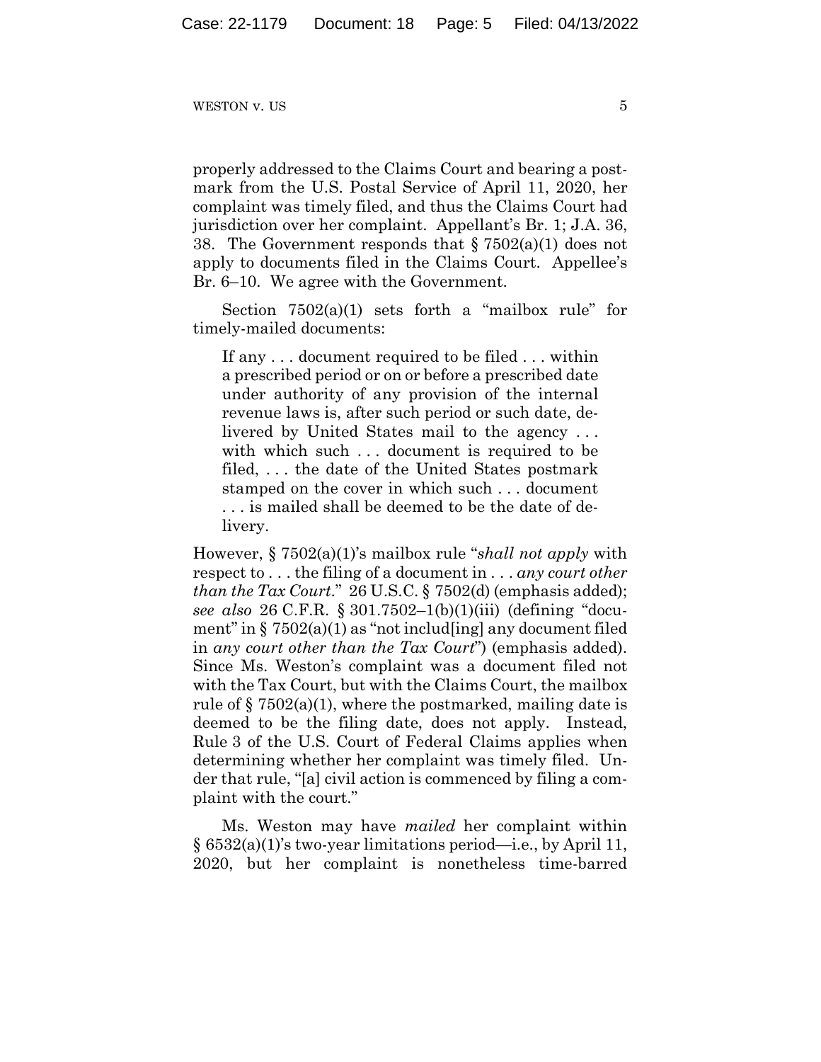properly addressed to the Claims Court and bearing a postmark from the U.S. Postal Service of April 11, 2020, her complaint was timely filed, and thus the Claims Court had jurisdiction over her complaint. Appellant's Br. 1; J.A. 36, 38. The Government responds that § 7502(a)(1) does not apply to documents filed in the Claims Court. Appellee's Br. 6–10. We agree with the Government.

Section 7502(a)(1) sets forth a "mailbox rule" for timely-mailed documents:

> If any . . . document required to be filed . . . within a prescribed period or on or before a prescribed date under authority of any provision of the internal revenue laws is, after such period or such date, delivered by United States mail to the agency . . . with which such . . . document is required to be filed, . . . the date of the United States postmark stamped on the cover in which such . . . document . . . is mailed shall be deemed to be the date of delivery.

However, § 7502(a)(1)'s mailbox rule "*shall not apply* with respect to . . . the filing of a document in . . . *any court other than the Tax Court*." 26 U.S.C. § 7502(d) (emphasis added); *see also* 26 C.F.R. § 301.7502–1(b)(1)(iii) (defining "document" in § 7502(a)(1) as "not includ[ing] any document filed in *any court other than the Tax Court*") (emphasis added). Since Ms. Weston's complaint was a document filed not with the Tax Court, but with the Claims Court, the mailbox rule of § 7502(a)(1), where the postmarked, mailing date is deemed to be the filing date, does not apply. Instead, Rule 3 of the U.S. Court of Federal Claims applies when determining whether her complaint was timely filed. Under that rule, "[a] civil action is commenced by filing a complaint with the court."

Ms. Weston may have *mailed* her complaint within § 6532(a)(1)'s two-year limitations period—i.e., by April 11, 2020, but her complaint is nonetheless time-barred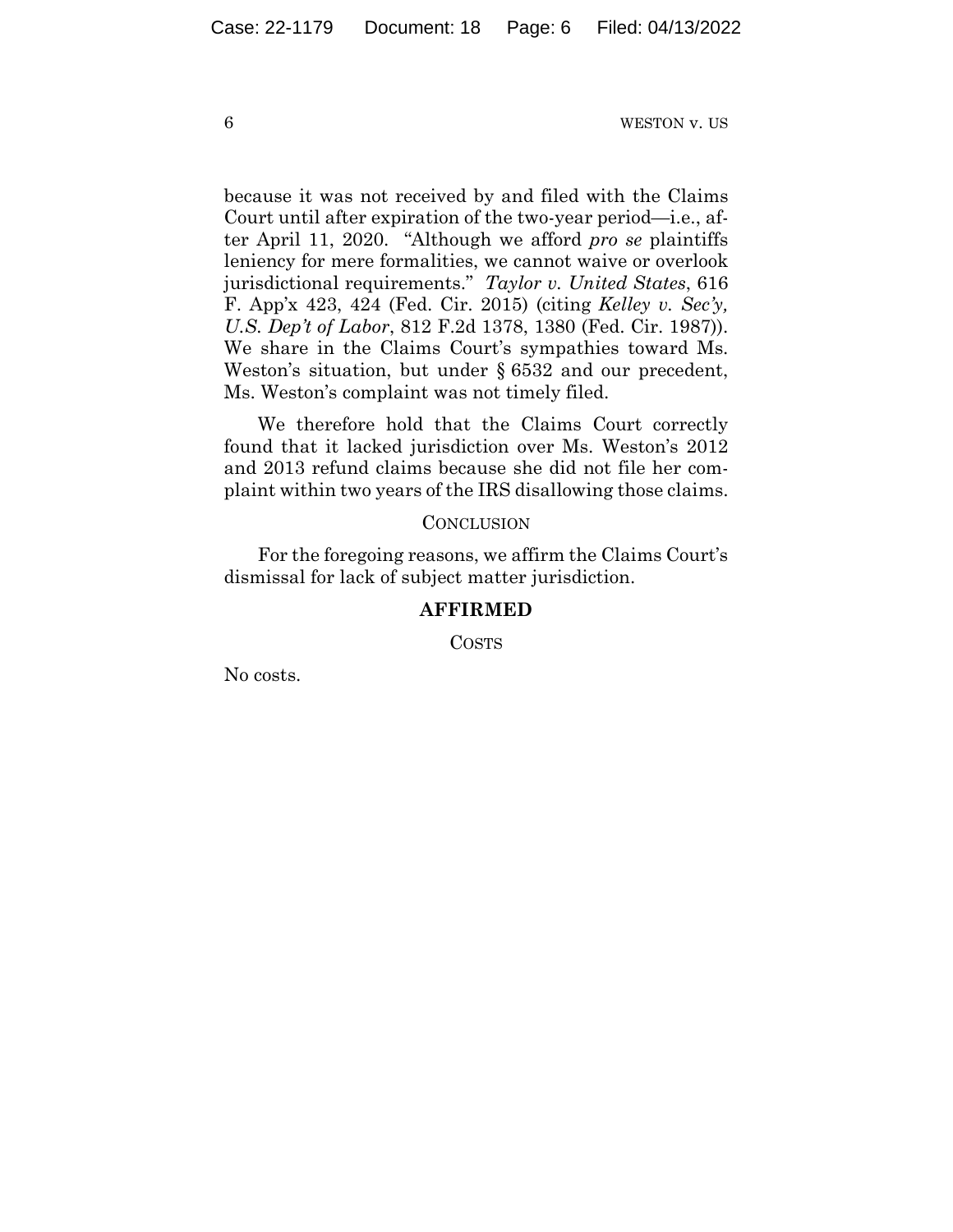because it was not received by and filed with the Claims Court until after expiration of the two-year period—i.e., after April 11, 2020. "Although we afford *pro se* plaintiffs leniency for mere formalities, we cannot waive or overlook jurisdictional requirements." *Taylor v. United States*, 616 F. App'x 423, 424 (Fed. Cir. 2015) (citing *Kelley v. Sec'y, U.S. Dep't of Labor*, 812 F.2d 1378, 1380 (Fed. Cir. 1987)). We share in the Claims Court's sympathies toward Ms. Weston's situation, but under § 6532 and our precedent, Ms. Weston's complaint was not timely filed.

We therefore hold that the Claims Court correctly found that it lacked jurisdiction over Ms. Weston's 2012 and 2013 refund claims because she did not file her complaint within two years of the IRS disallowing those claims.

## CONCLUSION

For the foregoing reasons, we affirm the Claims Court's dismissal for lack of subject matter jurisdiction.

**AFFIRMED**

COSTS

No costs.